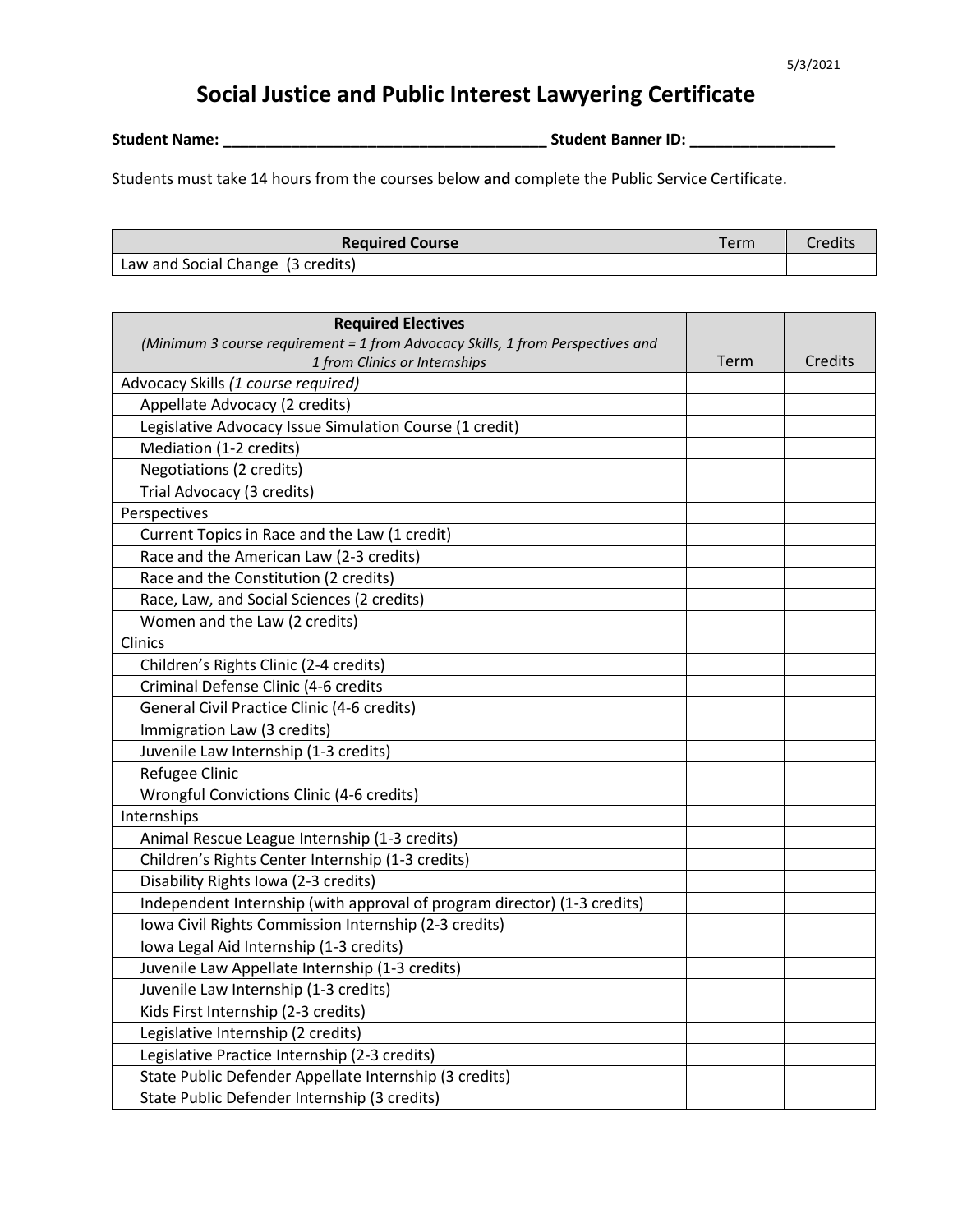5/3/2021

# Social Justice and Public Interest Lawyering Certificate

**Student Name: _____________________________________ Student Banner ID: ________________**

Students must take 14 hours from the courses below **and** complete the Public Service Certificate.

| **Required Course** | Term | Credits |
|---|---|---|
| Law and Social Change (3 credits) | | |

| **Required Electives** *(Minimum 3 course requirement = 1 from Advocacy Skills, 1 from Perspectives and 1 from Clinics or Internships* | Term | Credits |
|---|---|---|
| Advocacy Skills *(1 course required)* | | |
| Appellate Advocacy (2 credits) | | |
| Legislative Advocacy Issue Simulation Course (1 credit) | | |
| Mediation (1-2 credits) | | |
| Negotiations (2 credits) | | |
| Trial Advocacy (3 credits) | | |
| Perspectives | | |
| Current Topics in Race and the Law (1 credit) | | |
| Race and the American Law (2-3 credits) | | |
| Race and the Constitution (2 credits) | | |
| Race, Law, and Social Sciences (2 credits) | | |
| Women and the Law (2 credits) | | |
| Clinics | | |
| Children's Rights Clinic (2-4 credits) | | |
| Criminal Defense Clinic (4-6 credits | | |
| General Civil Practice Clinic (4-6 credits) | | |
| Immigration Law (3 credits) | | |
| Juvenile Law Internship (1-3 credits) | | |
| Refugee Clinic | | |
| Wrongful Convictions Clinic (4-6 credits) | | |
| Internships | | |
| Animal Rescue League Internship (1-3 credits) | | |
| Children's Rights Center Internship (1-3 credits) | | |
| Disability Rights Iowa (2-3 credits) | | |
| Independent Internship (with approval of program director) (1-3 credits) | | |
| Iowa Civil Rights Commission Internship (2-3 credits) | | |
| Iowa Legal Aid Internship (1-3 credits) | | |
| Juvenile Law Appellate Internship (1-3 credits) | | |
| Juvenile Law Internship (1-3 credits) | | |
| Kids First Internship (2-3 credits) | | |
| Legislative Internship (2 credits) | | |
| Legislative Practice Internship (2-3 credits) | | |
| State Public Defender Appellate Internship (3 credits) | | |
| State Public Defender Internship (3 credits) | | |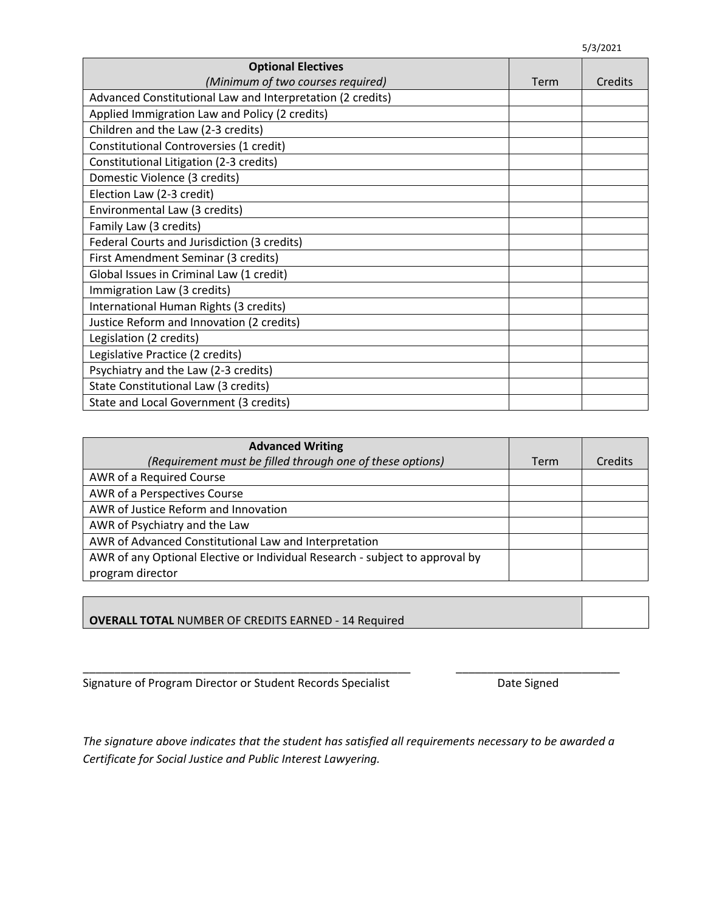5/3/2021

| **Optional Electives** *(Minimum of two courses required)* | Term | Credits |
|---|---|---|
| Advanced Constitutional Law and Interpretation (2 credits) | | |
| Applied Immigration Law and Policy (2 credits) | | |
| Children and the Law (2-3 credits) | | |
| Constitutional Controversies (1 credit) | | |
| Constitutional Litigation (2-3 credits) | | |
| Domestic Violence (3 credits) | | |
| Election Law (2-3 credit) | | |
| Environmental Law (3 credits) | | |
| Family Law (3 credits) | | |
| Federal Courts and Jurisdiction (3 credits) | | |
| First Amendment Seminar (3 credits) | | |
| Global Issues in Criminal Law (1 credit) | | |
| Immigration Law (3 credits) | | |
| International Human Rights (3 credits) | | |
| Justice Reform and Innovation (2 credits) | | |
| Legislation (2 credits) | | |
| Legislative Practice (2 credits) | | |
| Psychiatry and the Law (2-3 credits) | | |
| State Constitutional Law (3 credits) | | |
| State and Local Government (3 credits) | | |

| **Advanced Writing** *(Requirement must be filled through one of these options)* | Term | Credits |
|---|---|---|
| AWR of a Required Course | | |
| AWR of a Perspectives Course | | |
| AWR of Justice Reform and Innovation | | |
| AWR of Psychiatry and the Law | | |
| AWR of Advanced Constitutional Law and Interpretation | | |
| AWR of any Optional Elective or Individual Research - subject to approval by program director | | |

| | |
|---|---|
| **OVERALL TOTAL** NUMBER OF CREDITS EARNED - 14 Required | |

\_\_\_\_\_\_\_\_\_\_\_\_\_\_\_\_\_\_\_\_\_\_\_\_\_\_\_\_\_\_\_\_\_\_\_\_\_\_\_\_\_\_\_\_\_\_\_\_\_\_\_\_ \_\_\_\_\_\_\_\_\_\_\_\_\_\_\_\_\_\_\_\_\_\_\_\_\_\_

Signature of Program Director or Student Records Specialist Date Signed

*The signature above indicates that the student has satisfied all requirements necessary to be awarded a Certificate for Social Justice and Public Interest Lawyering.*